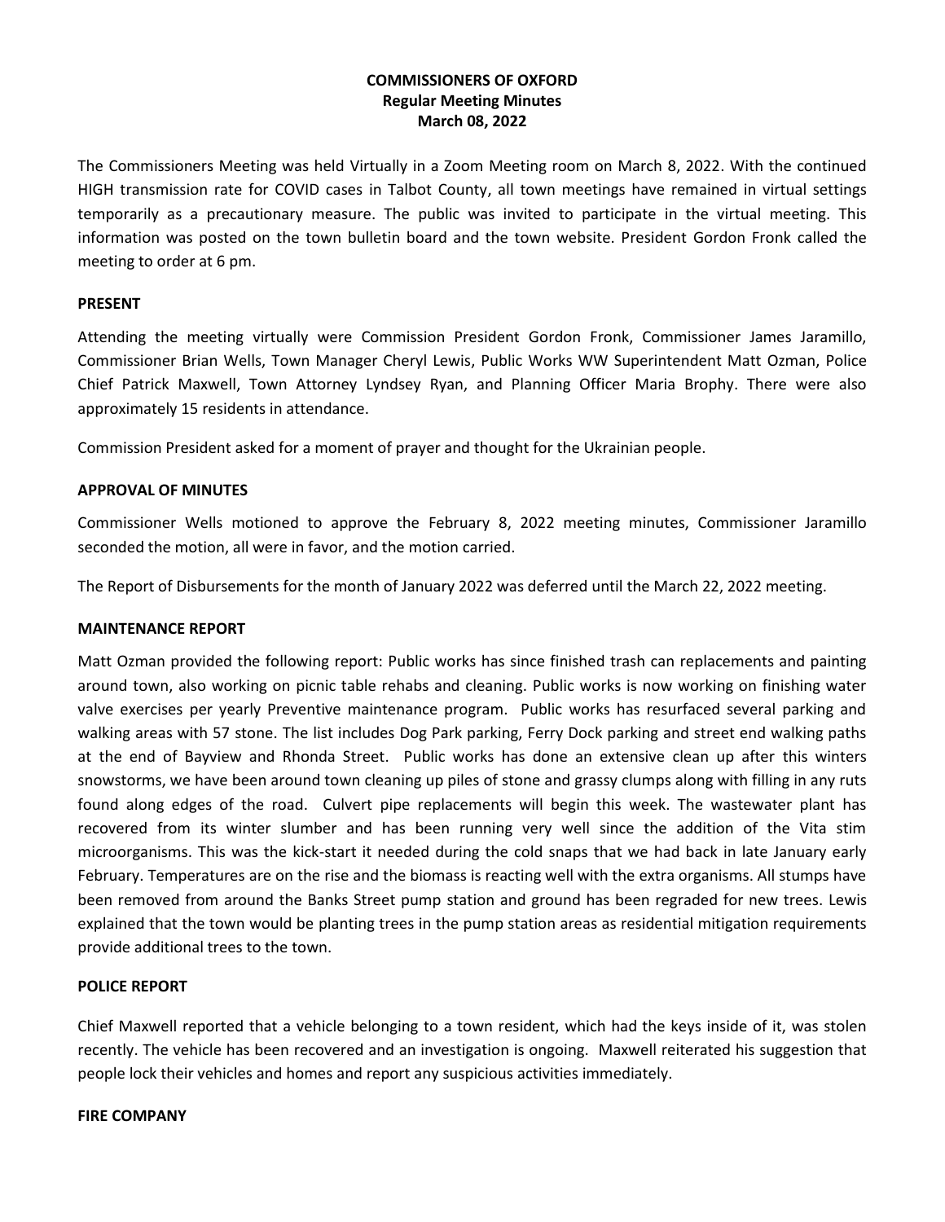# COMMISSIONERS OF OXFORD
## Regular Meeting Minutes
## March 08, 2022

The Commissioners Meeting was held Virtually in a Zoom Meeting room on March 8, 2022. With the continued HIGH transmission rate for COVID cases in Talbot County, all town meetings have remained in virtual settings temporarily as a precautionary measure. The public was invited to participate in the virtual meeting. This information was posted on the town bulletin board and the town website. President Gordon Fronk called the meeting to order at 6 pm.

### PRESENT

Attending the meeting virtually were Commission President Gordon Fronk, Commissioner James Jaramillo, Commissioner Brian Wells, Town Manager Cheryl Lewis, Public Works WW Superintendent Matt Ozman, Police Chief Patrick Maxwell, Town Attorney Lyndsey Ryan, and Planning Officer Maria Brophy. There were also approximately 15 residents in attendance.

Commission President asked for a moment of prayer and thought for the Ukrainian people.

### APPROVAL OF MINUTES

Commissioner Wells motioned to approve the February 8, 2022 meeting minutes, Commissioner Jaramillo seconded the motion, all were in favor, and the motion carried.

The Report of Disbursements for the month of January 2022 was deferred until the March 22, 2022 meeting.

### MAINTENANCE REPORT

Matt Ozman provided the following report: Public works has since finished trash can replacements and painting around town, also working on picnic table rehabs and cleaning. Public works is now working on finishing water valve exercises per yearly Preventive maintenance program. Public works has resurfaced several parking and walking areas with 57 stone. The list includes Dog Park parking, Ferry Dock parking and street end walking paths at the end of Bayview and Rhonda Street. Public works has done an extensive clean up after this winters snowstorms, we have been around town cleaning up piles of stone and grassy clumps along with filling in any ruts found along edges of the road. Culvert pipe replacements will begin this week. The wastewater plant has recovered from its winter slumber and has been running very well since the addition of the Vita stim microorganisms. This was the kick-start it needed during the cold snaps that we had back in late January early February. Temperatures are on the rise and the biomass is reacting well with the extra organisms. All stumps have been removed from around the Banks Street pump station and ground has been regraded for new trees. Lewis explained that the town would be planting trees in the pump station areas as residential mitigation requirements provide additional trees to the town.

### POLICE REPORT

Chief Maxwell reported that a vehicle belonging to a town resident, which had the keys inside of it, was stolen recently. The vehicle has been recovered and an investigation is ongoing. Maxwell reiterated his suggestion that people lock their vehicles and homes and report any suspicious activities immediately.

### FIRE COMPANY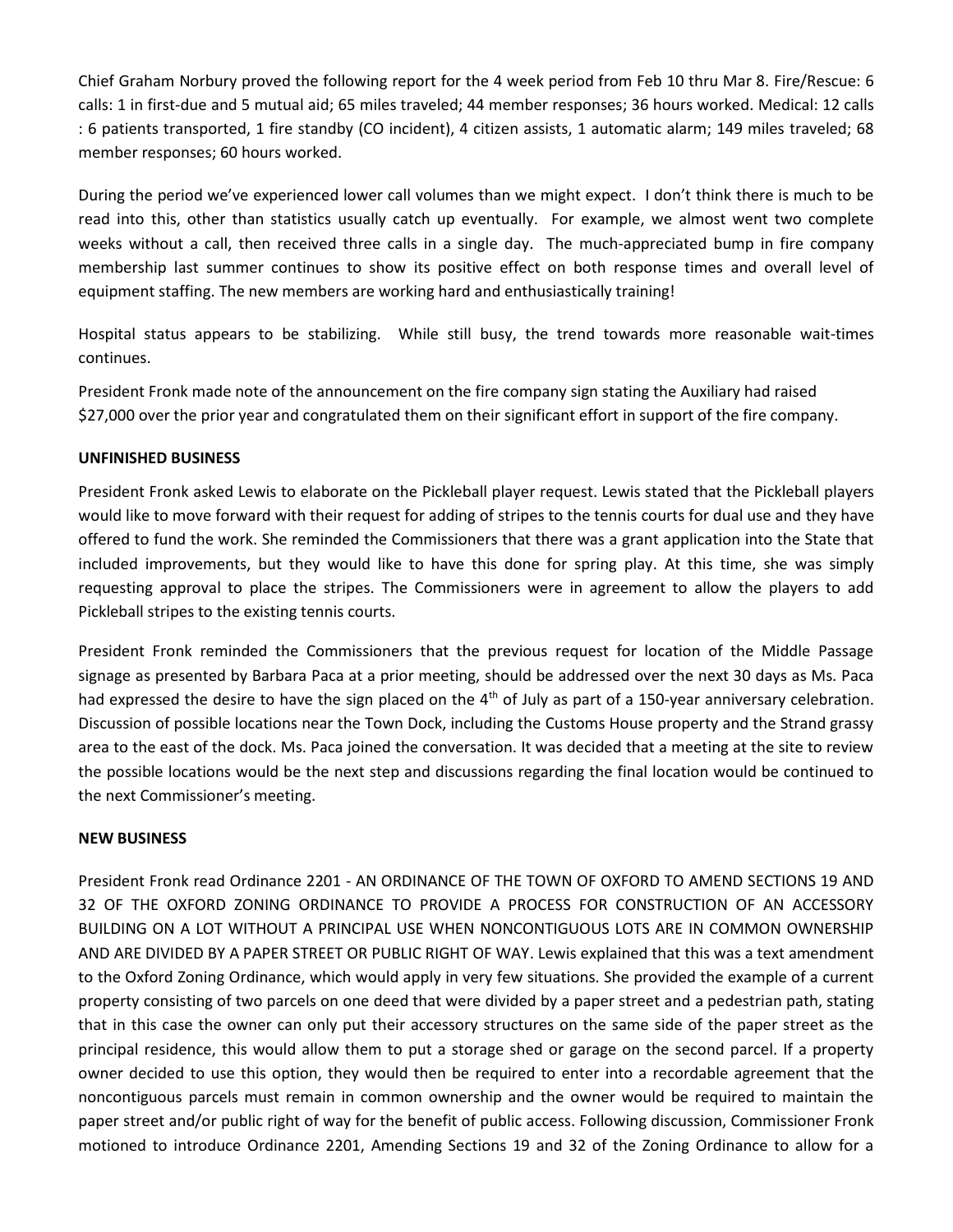Chief Graham Norbury proved the following report for the 4 week period from Feb 10 thru Mar 8. Fire/Rescue: 6 calls: 1 in first-due and 5 mutual aid; 65 miles traveled; 44 member responses; 36 hours worked. Medical: 12 calls : 6 patients transported, 1 fire standby (CO incident), 4 citizen assists, 1 automatic alarm; 149 miles traveled; 68 member responses; 60 hours worked.

During the period we've experienced lower call volumes than we might expect. I don't think there is much to be read into this, other than statistics usually catch up eventually. For example, we almost went two complete weeks without a call, then received three calls in a single day. The much-appreciated bump in fire company membership last summer continues to show its positive effect on both response times and overall level of equipment staffing. The new members are working hard and enthusiastically training!

Hospital status appears to be stabilizing. While still busy, the trend towards more reasonable wait-times continues.

President Fronk made note of the announcement on the fire company sign stating the Auxiliary had raised $27,000 over the prior year and congratulated them on their significant effort in support of the fire company.

**UNFINISHED BUSINESS**

President Fronk asked Lewis to elaborate on the Pickleball player request. Lewis stated that the Pickleball players would like to move forward with their request for adding of stripes to the tennis courts for dual use and they have offered to fund the work. She reminded the Commissioners that there was a grant application into the State that included improvements, but they would like to have this done for spring play. At this time, she was simply requesting approval to place the stripes. The Commissioners were in agreement to allow the players to add Pickleball stripes to the existing tennis courts.

President Fronk reminded the Commissioners that the previous request for location of the Middle Passage signage as presented by Barbara Paca at a prior meeting, should be addressed over the next 30 days as Ms. Paca had expressed the desire to have the sign placed on the 4th of July as part of a 150-year anniversary celebration. Discussion of possible locations near the Town Dock, including the Customs House property and the Strand grassy area to the east of the dock. Ms. Paca joined the conversation. It was decided that a meeting at the site to review the possible locations would be the next step and discussions regarding the final location would be continued to the next Commissioner's meeting.

**NEW BUSINESS**

President Fronk read Ordinance 2201 - AN ORDINANCE OF THE TOWN OF OXFORD TO AMEND SECTIONS 19 AND 32 OF THE OXFORD ZONING ORDINANCE TO PROVIDE A PROCESS FOR CONSTRUCTION OF AN ACCESSORY BUILDING ON A LOT WITHOUT A PRINCIPAL USE WHEN NONCONTIGUOUS LOTS ARE IN COMMON OWNERSHIP AND ARE DIVIDED BY A PAPER STREET OR PUBLIC RIGHT OF WAY. Lewis explained that this was a text amendment to the Oxford Zoning Ordinance, which would apply in very few situations. She provided the example of a current property consisting of two parcels on one deed that were divided by a paper street and a pedestrian path, stating that in this case the owner can only put their accessory structures on the same side of the paper street as the principal residence, this would allow them to put a storage shed or garage on the second parcel. If a property owner decided to use this option, they would then be required to enter into a recordable agreement that the noncontiguous parcels must remain in common ownership and the owner would be required to maintain the paper street and/or public right of way for the benefit of public access. Following discussion, Commissioner Fronk motioned to introduce Ordinance 2201, Amending Sections 19 and 32 of the Zoning Ordinance to allow for a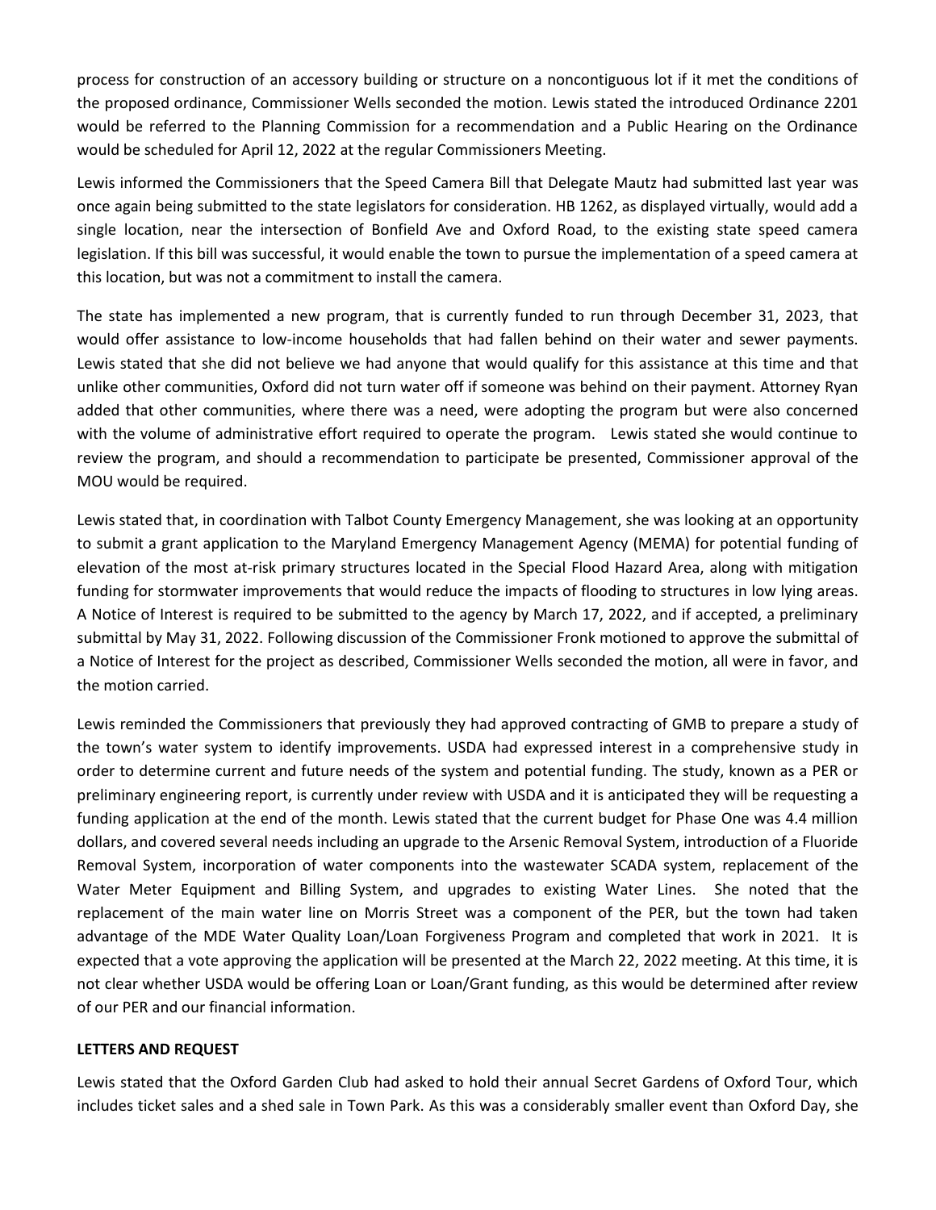process for construction of an accessory building or structure on a noncontiguous lot if it met the conditions of the proposed ordinance, Commissioner Wells seconded the motion. Lewis stated the introduced Ordinance 2201 would be referred to the Planning Commission for a recommendation and a Public Hearing on the Ordinance would be scheduled for April 12, 2022 at the regular Commissioners Meeting.

Lewis informed the Commissioners that the Speed Camera Bill that Delegate Mautz had submitted last year was once again being submitted to the state legislators for consideration. HB 1262, as displayed virtually, would add a single location, near the intersection of Bonfield Ave and Oxford Road, to the existing state speed camera legislation. If this bill was successful, it would enable the town to pursue the implementation of a speed camera at this location, but was not a commitment to install the camera.

The state has implemented a new program, that is currently funded to run through December 31, 2023, that would offer assistance to low-income households that had fallen behind on their water and sewer payments. Lewis stated that she did not believe we had anyone that would qualify for this assistance at this time and that unlike other communities, Oxford did not turn water off if someone was behind on their payment. Attorney Ryan added that other communities, where there was a need, were adopting the program but were also concerned with the volume of administrative effort required to operate the program. Lewis stated she would continue to review the program, and should a recommendation to participate be presented, Commissioner approval of the MOU would be required.

Lewis stated that, in coordination with Talbot County Emergency Management, she was looking at an opportunity to submit a grant application to the Maryland Emergency Management Agency (MEMA) for potential funding of elevation of the most at-risk primary structures located in the Special Flood Hazard Area, along with mitigation funding for stormwater improvements that would reduce the impacts of flooding to structures in low lying areas. A Notice of Interest is required to be submitted to the agency by March 17, 2022, and if accepted, a preliminary submittal by May 31, 2022. Following discussion of the Commissioner Fronk motioned to approve the submittal of a Notice of Interest for the project as described, Commissioner Wells seconded the motion, all were in favor, and the motion carried.

Lewis reminded the Commissioners that previously they had approved contracting of GMB to prepare a study of the town's water system to identify improvements. USDA had expressed interest in a comprehensive study in order to determine current and future needs of the system and potential funding. The study, known as a PER or preliminary engineering report, is currently under review with USDA and it is anticipated they will be requesting a funding application at the end of the month. Lewis stated that the current budget for Phase One was 4.4 million dollars, and covered several needs including an upgrade to the Arsenic Removal System, introduction of a Fluoride Removal System, incorporation of water components into the wastewater SCADA system, replacement of the Water Meter Equipment and Billing System, and upgrades to existing Water Lines. She noted that the replacement of the main water line on Morris Street was a component of the PER, but the town had taken advantage of the MDE Water Quality Loan/Loan Forgiveness Program and completed that work in 2021. It is expected that a vote approving the application will be presented at the March 22, 2022 meeting. At this time, it is not clear whether USDA would be offering Loan or Loan/Grant funding, as this would be determined after review of our PER and our financial information.

**LETTERS AND REQUEST**

Lewis stated that the Oxford Garden Club had asked to hold their annual Secret Gardens of Oxford Tour, which includes ticket sales and a shed sale in Town Park. As this was a considerably smaller event than Oxford Day, she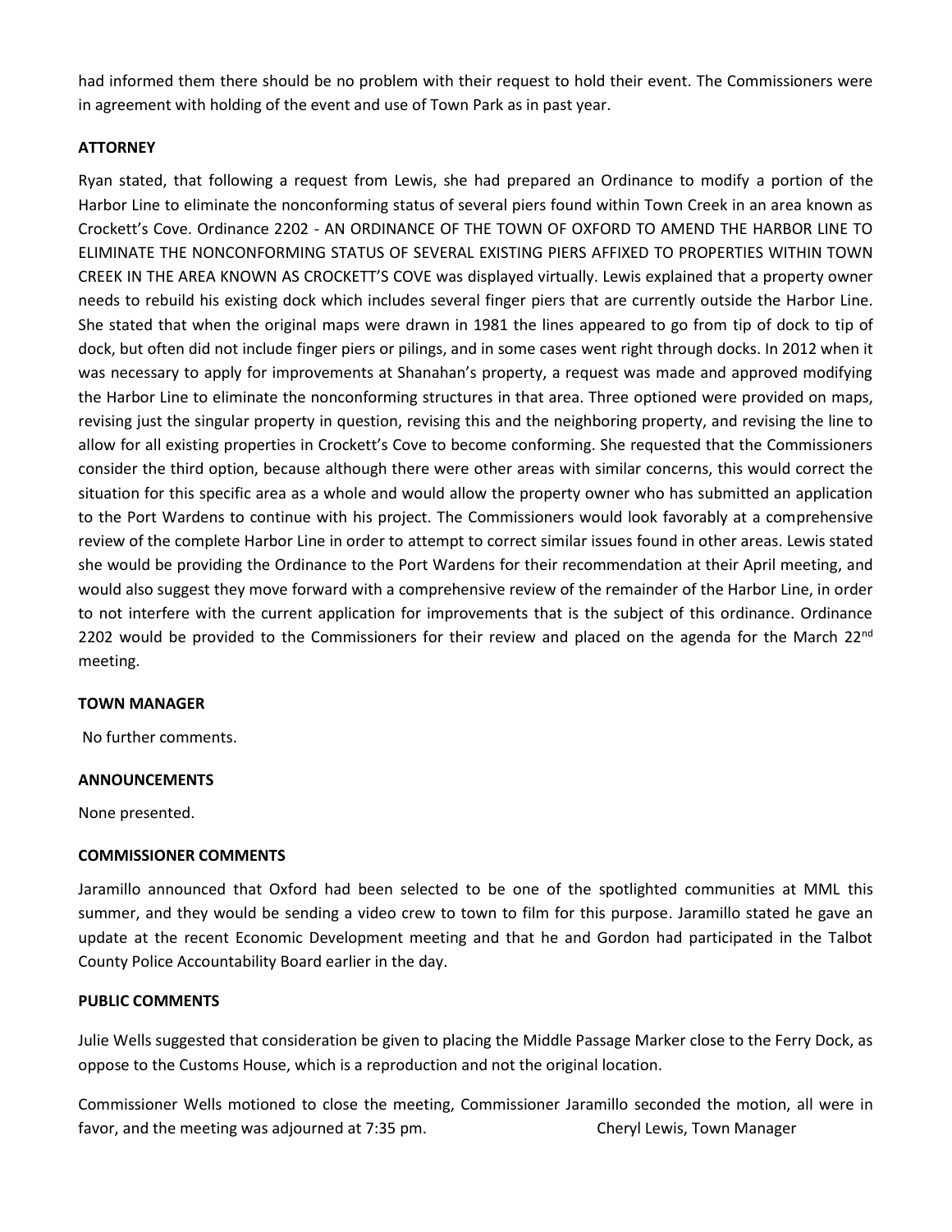had informed them there should be no problem with their request to hold their event. The Commissioners were in agreement with holding of the event and use of Town Park as in past year.

**ATTORNEY**

Ryan stated, that following a request from Lewis, she had prepared an Ordinance to modify a portion of the Harbor Line to eliminate the nonconforming status of several piers found within Town Creek in an area known as Crockett's Cove. Ordinance 2202 - AN ORDINANCE OF THE TOWN OF OXFORD TO AMEND THE HARBOR LINE TO ELIMINATE THE NONCONFORMING STATUS OF SEVERAL EXISTING PIERS AFFIXED TO PROPERTIES WITHIN TOWN CREEK IN THE AREA KNOWN AS CROCKETT'S COVE was displayed virtually. Lewis explained that a property owner needs to rebuild his existing dock which includes several finger piers that are currently outside the Harbor Line. She stated that when the original maps were drawn in 1981 the lines appeared to go from tip of dock to tip of dock, but often did not include finger piers or pilings, and in some cases went right through docks. In 2012 when it was necessary to apply for improvements at Shanahan's property, a request was made and approved modifying the Harbor Line to eliminate the nonconforming structures in that area. Three optioned were provided on maps, revising just the singular property in question, revising this and the neighboring property, and revising the line to allow for all existing properties in Crockett's Cove to become conforming. She requested that the Commissioners consider the third option, because although there were other areas with similar concerns, this would correct the situation for this specific area as a whole and would allow the property owner who has submitted an application to the Port Wardens to continue with his project. The Commissioners would look favorably at a comprehensive review of the complete Harbor Line in order to attempt to correct similar issues found in other areas. Lewis stated she would be providing the Ordinance to the Port Wardens for their recommendation at their April meeting, and would also suggest they move forward with a comprehensive review of the remainder of the Harbor Line, in order to not interfere with the current application for improvements that is the subject of this ordinance. Ordinance 2202 would be provided to the Commissioners for their review and placed on the agenda for the March 22nd meeting.

**TOWN MANAGER**

No further comments.

**ANNOUNCEMENTS**

None presented.

**COMMISSIONER COMMENTS**

Jaramillo announced that Oxford had been selected to be one of the spotlighted communities at MML this summer, and they would be sending a video crew to town to film for this purpose. Jaramillo stated he gave an update at the recent Economic Development meeting and that he and Gordon had participated in the Talbot County Police Accountability Board earlier in the day.

**PUBLIC COMMENTS**

Julie Wells suggested that consideration be given to placing the Middle Passage Marker close to the Ferry Dock, as oppose to the Customs House, which is a reproduction and not the original location.

Commissioner Wells motioned to close the meeting, Commissioner Jaramillo seconded the motion, all were in favor, and the meeting was adjourned at 7:35 pm.

Cheryl Lewis, Town Manager